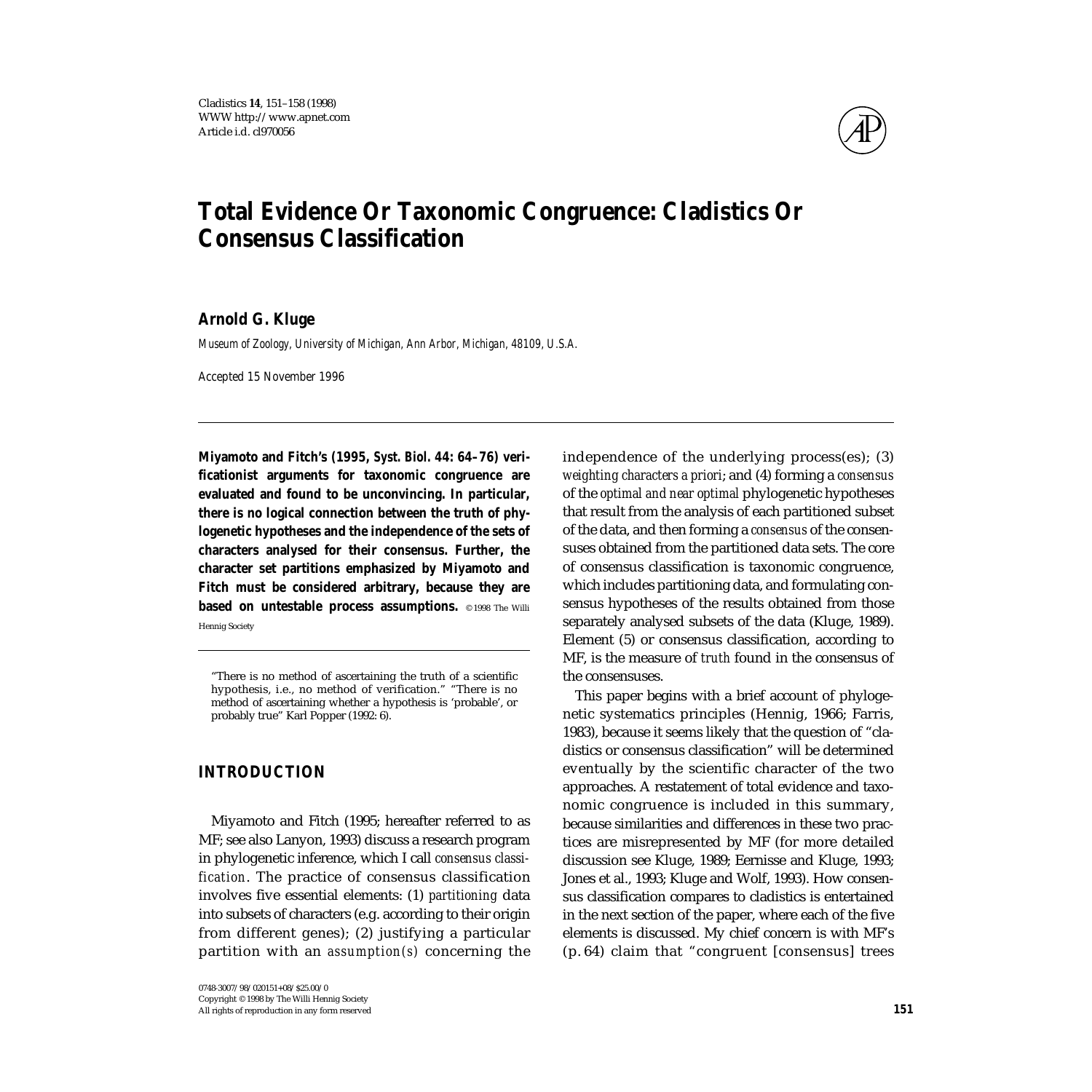# Total Evidence Or Taxonomic Congruence: Cladistics Or Consensus Classification

**Arnold G. Kluge**

*Museum of Zoology, University of Michigan, Ann Arbor, Michigan, 48109, U.S.A.*

*Accepted 15 November 1996*

**Miyamoto and Fitch's (1995, *Syst. Biol.* 44: 64–76) verificationist arguments for taxonomic congruence are evaluated and found to be unconvincing. In particular, there is no logical connection between the truth of phylogenetic hypotheses and the independence of the sets of characters analysed for their consensus. Further, the character set partitions emphasized by Miyamoto and Fitch must be considered arbitrary, because they are based on untestable process assumptions.** © 1998 The Willi Hennig Society

> "There is no method of ascertaining the truth of a scientific hypothesis, i.e., no method of verification." "There is no method of ascertaining whether a hypothesis is 'probable', or probably true" Karl Popper (1992: 6).

## INTRODUCTION

Miyamoto and Fitch (1995; hereafter referred to as MF; see also Lanyon, 1993) discuss a research program in phylogenetic inference, which I call *consensus classification*. The practice of consensus classification involves five essential elements: (1) *partitioning* data into subsets of characters (e.g. according to their origin from different genes); (2) justifying a particular partition with an *assumption(s)* concerning the independence of the underlying process(es); (3) *weighting characters a priori*; and (4) forming a *consensus* of the *optimal and near optimal* phylogenetic hypotheses that result from the analysis of each partitioned subset of the data, and then forming a *consensus* of the consensuses obtained from the partitioned data sets. The core of consensus classification is taxonomic congruence, which includes partitioning data, and formulating consensus hypotheses of the results obtained from those separately analysed subsets of the data (Kluge, 1989). Element (5) or consensus classification, according to MF, is the measure of *truth* found in the consensus of the consensuses.

This paper begins with a brief account of phylogenetic systematics principles (Hennig, 1966; Farris, 1983), because it seems likely that the question of "cladistics or consensus classification" will be determined eventually by the scientific character of the two approaches. A restatement of total evidence and taxonomic congruence is included in this summary, because similarities and differences in these two practices are misrepresented by MF (for more detailed discussion see Kluge, 1989; Eernisse and Kluge, 1993; Jones et al., 1993; Kluge and Wolf, 1993). How consensus classification compares to cladistics is entertained in the next section of the paper, where each of the five elements is discussed. My chief concern is with MF's (p. 64) claim that "congruent [consensus] trees

0748-3007/98/020151+08/$25.00/0
Copyright © 1998 by The Willi Hennig Society
All rights of reproduction in any form reserved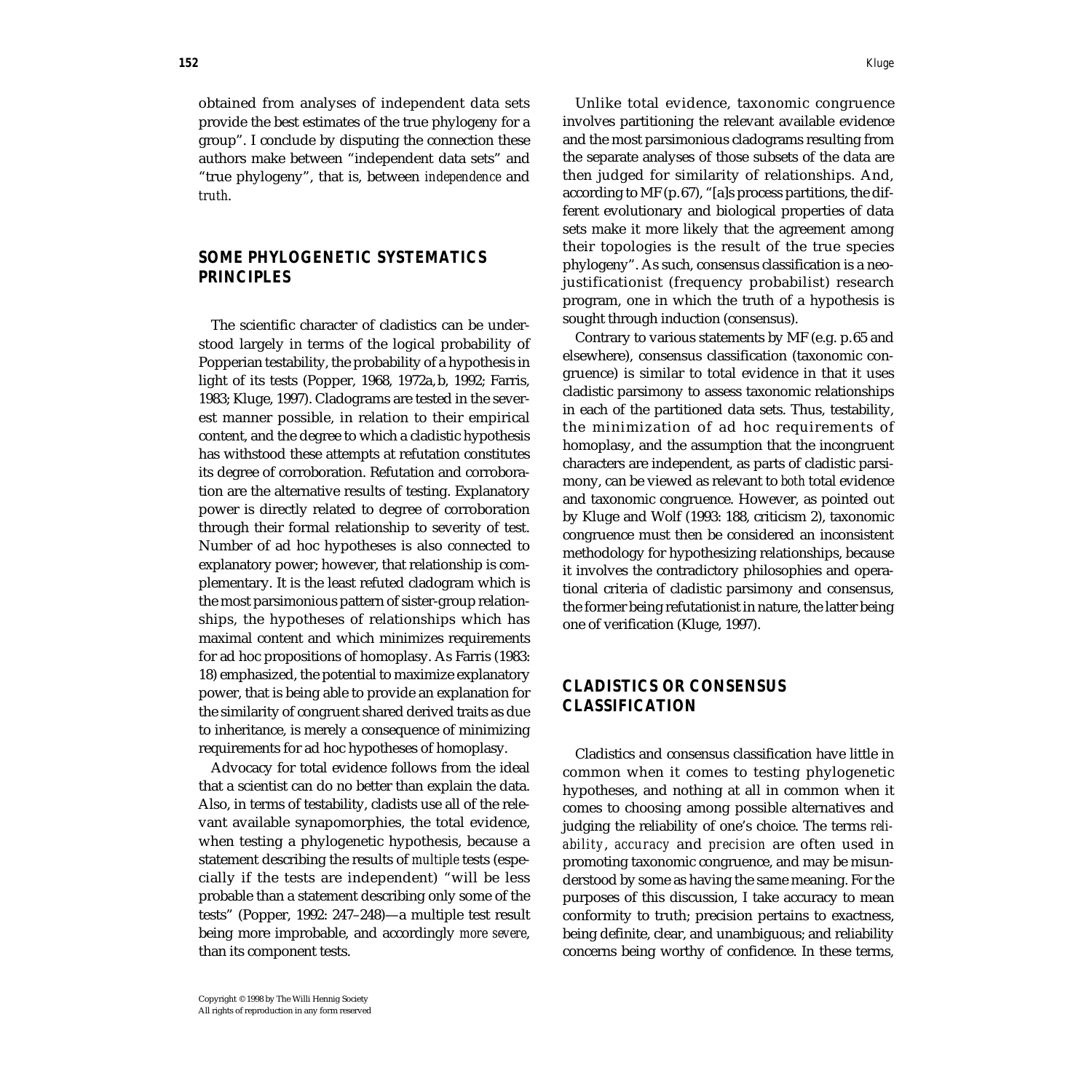obtained from analyses of independent data sets provide the best estimates of the true phylogeny for a group". I conclude by disputing the connection these authors make between "independent data sets" and "true phylogeny", that is, between *independence* and *truth*.

## SOME PHYLOGENETIC SYSTEMATICS PRINCIPLES

The scientific character of cladistics can be understood largely in terms of the logical probability of Popperian testability, the probability of a hypothesis in light of its tests (Popper, 1968, 1972a,b, 1992; Farris, 1983; Kluge, 1997). Cladograms are tested in the severest manner possible, in relation to their empirical content, and the degree to which a cladistic hypothesis has withstood these attempts at refutation constitutes its degree of corroboration. Refutation and corroboration are the alternative results of testing. Explanatory power is directly related to degree of corroboration through their formal relationship to severity of test. Number of ad hoc hypotheses is also connected to explanatory power; however, that relationship is complementary. It is the least refuted cladogram which is the most parsimonious pattern of sister-group relationships, the hypotheses of relationships which has maximal content and which minimizes requirements for ad hoc propositions of homoplasy. As Farris (1983: 18) emphasized, the potential to maximize explanatory power, that is being able to provide an explanation for the similarity of congruent shared derived traits as due to inheritance, is merely a consequence of minimizing requirements for ad hoc hypotheses of homoplasy.

Advocacy for total evidence follows from the ideal that a scientist can do no better than explain the data. Also, in terms of testability, cladists use all of the relevant available synapomorphies, the total evidence, when testing a phylogenetic hypothesis, because a statement describing the results of *multiple* tests (especially if the tests are independent) "will be less probable than a statement describing only some of the tests" (Popper, 1992: 247–248)—a multiple test result being more improbable, and accordingly *more severe*, than its component tests.

Unlike total evidence, taxonomic congruence involves partitioning the relevant available evidence and the most parsimonious cladograms resulting from the separate analyses of those subsets of the data are then judged for similarity of relationships. And, according to MF (p. 67), "[a]s process partitions, the different evolutionary and biological properties of data sets make it more likely that the agreement among their topologies is the result of the true species phylogeny". As such, consensus classification is a neo-justificationist (frequency probabilist) research program, one in which the truth of a hypothesis is sought through induction (consensus).

Contrary to various statements by MF (e.g. p. 65 and elsewhere), consensus classification (taxonomic congruence) is similar to total evidence in that it uses cladistic parsimony to assess taxonomic relationships in each of the partitioned data sets. Thus, testability, the minimization of ad hoc requirements of homoplasy, and the assumption that the incongruent characters are independent, as parts of cladistic parsimony, can be viewed as relevant to *both* total evidence and taxonomic congruence. However, as pointed out by Kluge and Wolf (1993: 188, criticism 2), taxonomic congruence must then be considered an inconsistent methodology for hypothesizing relationships, because it involves the contradictory philosophies and operational criteria of cladistic parsimony and consensus, the former being refutationist in nature, the latter being one of verification (Kluge, 1997).

## CLADISTICS OR CONSENSUS CLASSIFICATION

Cladistics and consensus classification have little in common when it comes to testing phylogenetic hypotheses, and nothing at all in common when it comes to choosing among possible alternatives and judging the reliability of one's choice. The terms *reliability*, *accuracy* and *precision* are often used in promoting taxonomic congruence, and may be misunderstood by some as having the same meaning. For the purposes of this discussion, I take accuracy to mean conformity to truth; precision pertains to exactness, being definite, clear, and unambiguous; and reliability concerns being worthy of confidence. In these terms,

Copyright © 1998 by The Willi Hennig Society
All rights of reproduction in any form reserved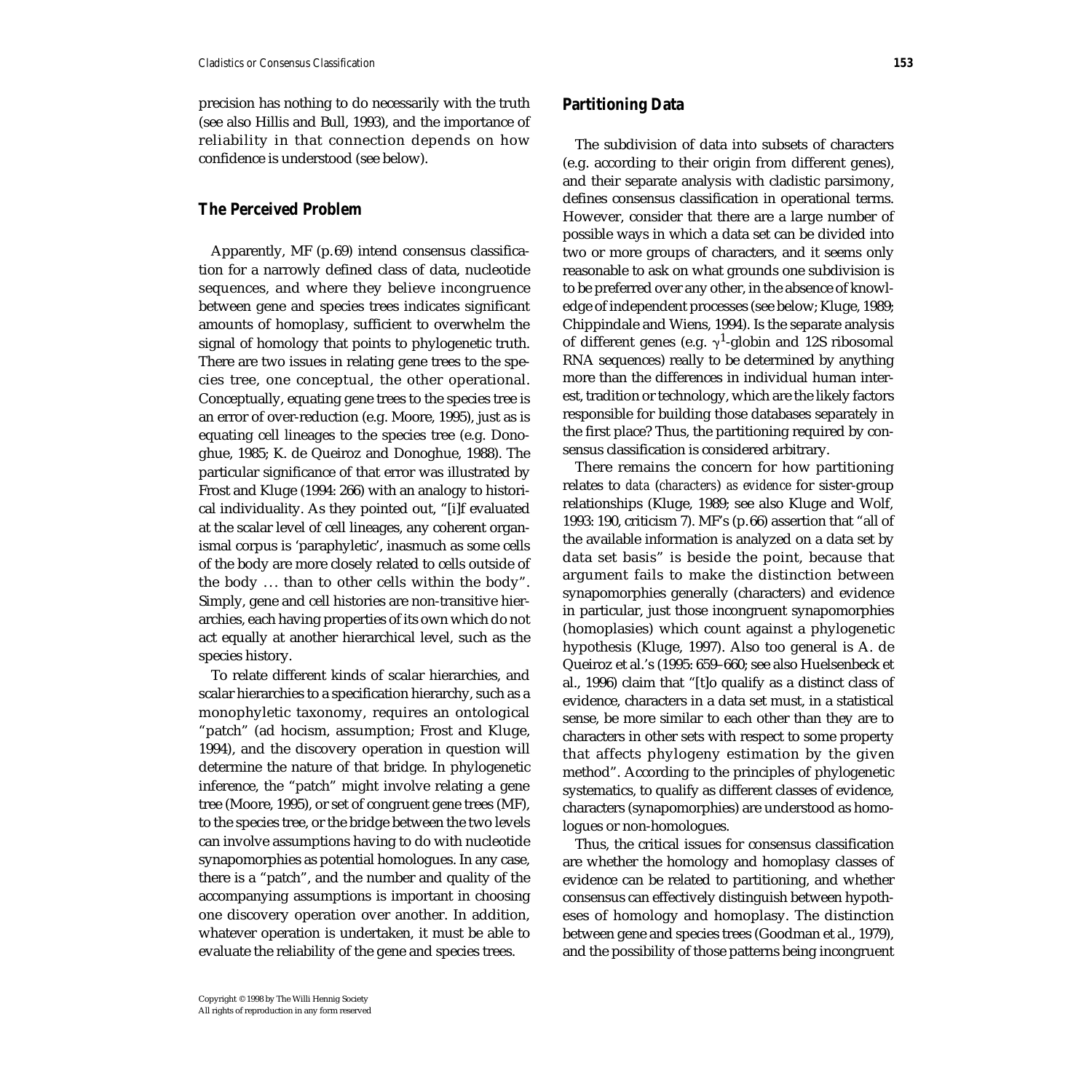precision has nothing to do necessarily with the truth (see also Hillis and Bull, 1993), and the importance of reliability in that connection depends on how confidence is understood (see below).

## The Perceived Problem

Apparently, MF (p.69) intend consensus classification for a narrowly defined class of data, nucleotide sequences, and where they believe incongruence between gene and species trees indicates significant amounts of homoplasy, sufficient to overwhelm the signal of homology that points to phylogenetic truth. There are two issues in relating gene trees to the species tree, one conceptual, the other operational. Conceptually, equating gene trees to the species tree is an error of over-reduction (e.g. Moore, 1995), just as is equating cell lineages to the species tree (e.g. Donoghue, 1985; K. de Queiroz and Donoghue, 1988). The particular significance of that error was illustrated by Frost and Kluge (1994: 266) with an analogy to historical individuality. As they pointed out, "[i]f evaluated at the scalar level of cell lineages, any coherent organismal corpus is 'paraphyletic', inasmuch as some cells of the body are more closely related to cells outside of the body ... than to other cells within the body". Simply, gene and cell histories are non-transitive hierarchies, each having properties of its own which do not act equally at another hierarchical level, such as the species history.

To relate different kinds of scalar hierarchies, and scalar hierarchies to a specification hierarchy, such as a monophyletic taxonomy, requires an ontological "patch" (ad hocism, assumption; Frost and Kluge, 1994), and the discovery operation in question will determine the nature of that bridge. In phylogenetic inference, the "patch" might involve relating a gene tree (Moore, 1995), or set of congruent gene trees (MF), to the species tree, or the bridge between the two levels can involve assumptions having to do with nucleotide synapomorphies as potential homologues. In any case, there is a "patch", and the number and quality of the accompanying assumptions is important in choosing one discovery operation over another. In addition, whatever operation is undertaken, it must be able to evaluate the reliability of the gene and species trees.

## Partitioning Data

The subdivision of data into subsets of characters (e.g. according to their origin from different genes), and their separate analysis with cladistic parsimony, defines consensus classification in operational terms. However, consider that there are a large number of possible ways in which a data set can be divided into two or more groups of characters, and it seems only reasonable to ask on what grounds one subdivision is to be preferred over any other, in the absence of knowledge of independent processes (see below; Kluge, 1989; Chippindale and Wiens, 1994). Is the separate analysis of different genes (e.g. $\gamma^1$-globin and 12S ribosomal RNA sequences) really to be determined by anything more than the differences in individual human interest, tradition or technology, which are the likely factors responsible for building those databases separately in the first place? Thus, the partitioning required by consensus classification is considered arbitrary.

There remains the concern for how partitioning relates to *data (characters) as evidence* for sister-group relationships (Kluge, 1989; see also Kluge and Wolf, 1993: 190, criticism 7). MF's (p.66) assertion that "all of the available information is analyzed on a data set by data set basis" is beside the point, because that argument fails to make the distinction between synapomorphies generally (characters) and evidence in particular, just those incongruent synapomorphies (homoplasies) which count against a phylogenetic hypothesis (Kluge, 1997). Also too general is A. de Queiroz et al.'s (1995: 659–660; see also Huelsenbeck et al., 1996) claim that "[t]o qualify as a distinct class of evidence, characters in a data set must, in a statistical sense, be more similar to each other than they are to characters in other sets with respect to some property that affects phylogeny estimation by the given method". According to the principles of phylogenetic systematics, to qualify as different classes of evidence, characters (synapomorphies) are understood as homologues or non-homologues.

Thus, the critical issues for consensus classification are whether the homology and homoplasy classes of evidence can be related to partitioning, and whether consensus can effectively distinguish between hypotheses of homology and homoplasy. The distinction between gene and species trees (Goodman et al., 1979), and the possibility of those patterns being incongruent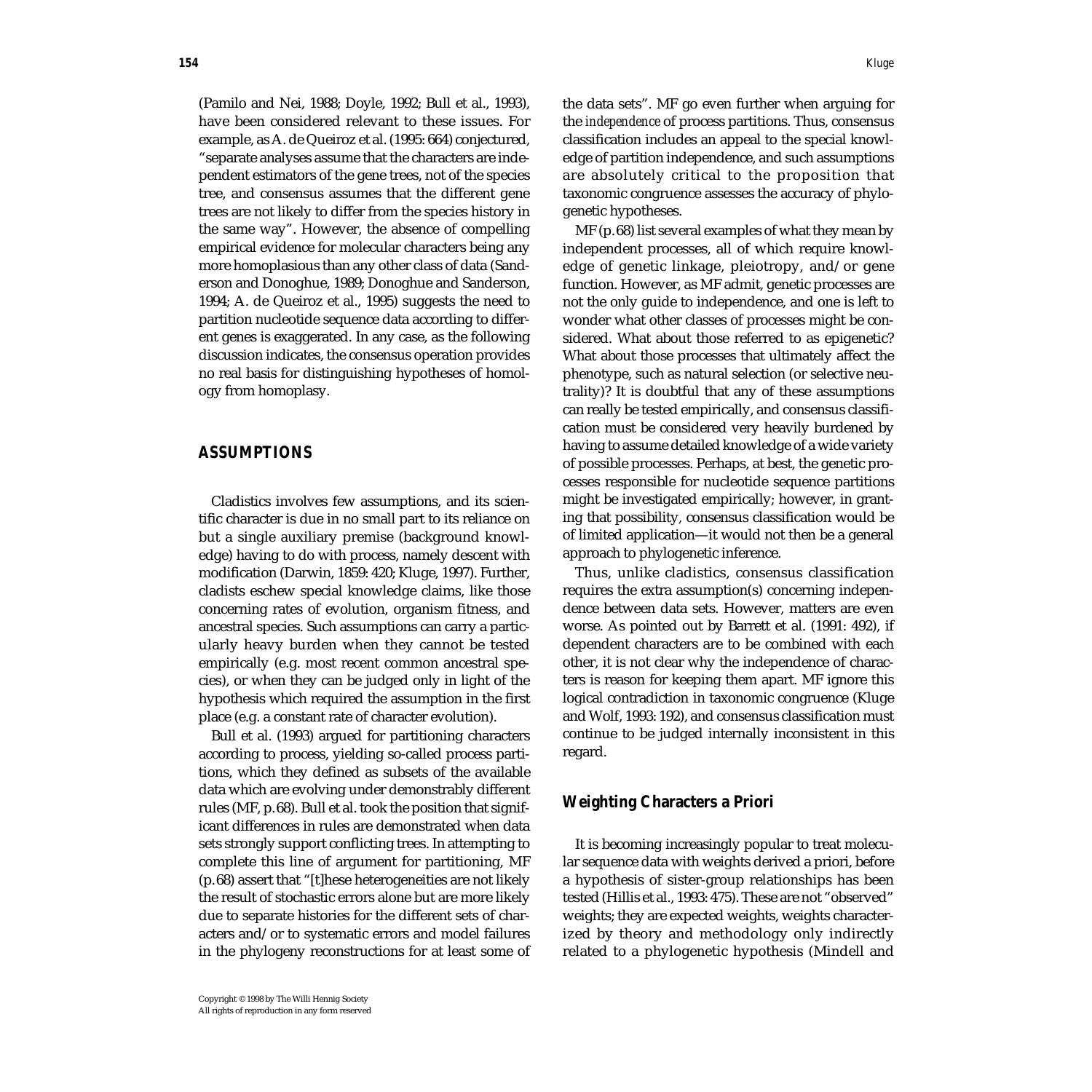(Pamilo and Nei, 1988; Doyle, 1992; Bull et al., 1993), have been considered relevant to these issues. For example, as A. de Queiroz et al. (1995: 664) conjectured, "separate analyses assume that the characters are independent estimators of the gene trees, not of the species tree, and consensus assumes that the different gene trees are not likely to differ from the species history in the same way". However, the absence of compelling empirical evidence for molecular characters being any more homoplasious than any other class of data (Sanderson and Donoghue, 1989; Donoghue and Sanderson, 1994; A. de Queiroz et al., 1995) suggests the need to partition nucleotide sequence data according to different genes is exaggerated. In any case, as the following discussion indicates, the consensus operation provides no real basis for distinguishing hypotheses of homology from homoplasy.

## ASSUMPTIONS

Cladistics involves few assumptions, and its scientific character is due in no small part to its reliance on but a single auxiliary premise (background knowledge) having to do with process, namely descent with modification (Darwin, 1859: 420; Kluge, 1997). Further, cladists eschew special knowledge claims, like those concerning rates of evolution, organism fitness, and ancestral species. Such assumptions can carry a particularly heavy burden when they cannot be tested empirically (e.g. most recent common ancestral species), or when they can be judged only in light of the hypothesis which required the assumption in the first place (e.g. a constant rate of character evolution).

Bull et al. (1993) argued for partitioning characters according to process, yielding so-called process partitions, which they defined as subsets of the available data which are evolving under demonstrably different rules (MF, p. 68). Bull et al. took the position that significant differences in rules are demonstrated when data sets strongly support conflicting trees. In attempting to complete this line of argument for partitioning, MF (p. 68) assert that "[t]hese heterogeneities are not likely the result of stochastic errors alone but are more likely due to separate histories for the different sets of characters and/or to systematic errors and model failures in the phylogeny reconstructions for at least some of the data sets". MF go even further when arguing for the *independence* of process partitions. Thus, consensus classification includes an appeal to the special knowledge of partition independence, and such assumptions are absolutely critical to the proposition that taxonomic congruence assesses the accuracy of phylogenetic hypotheses.

MF (p. 68) list several examples of what they mean by independent processes, all of which require knowledge of genetic linkage, pleiotropy, and/or gene function. However, as MF admit, genetic processes are not the only guide to independence, and one is left to wonder what other classes of processes might be considered. What about those referred to as epigenetic? What about those processes that ultimately affect the phenotype, such as natural selection (or selective neutrality)? It is doubtful that any of these assumptions can really be tested empirically, and consensus classification must be considered very heavily burdened by having to assume detailed knowledge of a wide variety of possible processes. Perhaps, at best, the genetic processes responsible for nucleotide sequence partitions might be investigated empirically; however, in granting that possibility, consensus classification would be of limited application—it would not then be a general approach to phylogenetic inference.

Thus, unlike cladistics, consensus classification requires the extra assumption(s) concerning independence between data sets. However, matters are even worse. As pointed out by Barrett et al. (1991: 492), if dependent characters are to be combined with each other, it is not clear why the independence of characters is reason for keeping them apart. MF ignore this logical contradiction in taxonomic congruence (Kluge and Wolf, 1993: 192), and consensus classification must continue to be judged internally inconsistent in this regard.

### Weighting Characters a Priori

It is becoming increasingly popular to treat molecular sequence data with weights derived a priori, before a hypothesis of sister-group relationships has been tested (Hillis et al., 1993: 475). These are not "observed" weights; they are expected weights, weights characterized by theory and methodology only indirectly related to a phylogenetic hypothesis (Mindell and

Copyright © 1998 by The Willi Hennig Society
All rights of reproduction in any form reserved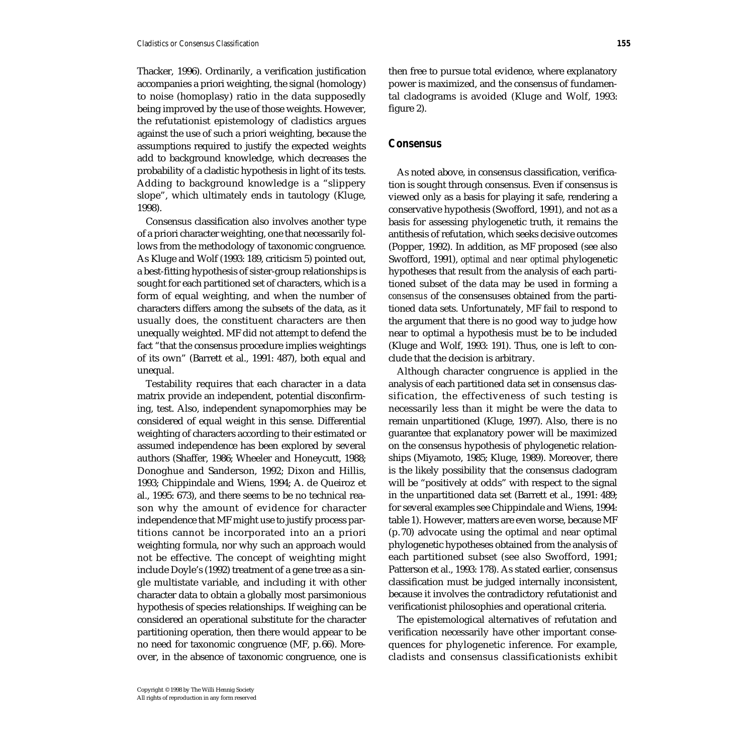Thacker, 1996). Ordinarily, a verification justification accompanies a priori weighting, the signal (homology) to noise (homoplasy) ratio in the data supposedly being improved by the use of those weights. However, the refutationist epistemology of cladistics argues against the use of such a priori weighting, because the assumptions required to justify the expected weights add to background knowledge, which decreases the probability of a cladistic hypothesis in light of its tests. Adding to background knowledge is a "slippery slope", which ultimately ends in tautology (Kluge, 1998).

Consensus classification also involves another type of a priori character weighting, one that necessarily follows from the methodology of taxonomic congruence. As Kluge and Wolf (1993: 189, criticism 5) pointed out, a best-fitting hypothesis of sister-group relationships is sought for each partitioned set of characters, which is a form of equal weighting, and when the number of characters differs among the subsets of the data, as it usually does, the constituent characters are then unequally weighted. MF did not attempt to defend the fact "that the consensus procedure implies weightings of its own" (Barrett et al., 1991: 487), both equal and unequal.

Testability requires that each character in a data matrix provide an independent, potential disconfirming, test. Also, independent synapomorphies may be considered of equal weight in this sense. Differential weighting of characters according to their estimated or assumed independence has been explored by several authors (Shaffer, 1986; Wheeler and Honeycutt, 1988; Donoghue and Sanderson, 1992; Dixon and Hillis, 1993; Chippindale and Wiens, 1994; A. de Queiroz et al., 1995: 673), and there seems to be no technical reason why the amount of evidence for character independence that MF might use to justify process partitions cannot be incorporated into an a priori weighting formula, nor why such an approach would not be effective. The concept of weighting might include Doyle's (1992) treatment of a gene tree as a single multistate variable, and including it with other character data to obtain a globally most parsimonious hypothesis of species relationships. If weighing can be considered an operational substitute for the character partitioning operation, then there would appear to be no need for taxonomic congruence (MF, p. 66). Moreover, in the absence of taxonomic congruence, one is then free to pursue total evidence, where explanatory power is maximized, and the consensus of fundamental cladograms is avoided (Kluge and Wolf, 1993: figure 2).

## Consensus

As noted above, in consensus classification, verification is sought through consensus. Even if consensus is viewed only as a basis for playing it safe, rendering a conservative hypothesis (Swofford, 1991), and not as a basis for assessing phylogenetic truth, it remains the antithesis of refutation, which seeks decisive outcomes (Popper, 1992). In addition, as MF proposed (see also Swofford, 1991), *optimal and near optimal* phylogenetic hypotheses that result from the analysis of each partitioned subset of the data may be used in forming a *consensus* of the consensuses obtained from the partitioned data sets. Unfortunately, MF fail to respond to the argument that there is no good way to judge how near to optimal a hypothesis must be to be included (Kluge and Wolf, 1993: 191). Thus, one is left to conclude that the decision is arbitrary.

Although character congruence is applied in the analysis of each partitioned data set in consensus classification, the effectiveness of such testing is necessarily less than it might be were the data to remain unpartitioned (Kluge, 1997). Also, there is no guarantee that explanatory power will be maximized on the consensus hypothesis of phylogenetic relationships (Miyamoto, 1985; Kluge, 1989). Moreover, there is the likely possibility that the consensus cladogram will be "positively at odds" with respect to the signal in the unpartitioned data set (Barrett et al., 1991: 489; for several examples see Chippindale and Wiens, 1994: table 1). However, matters are even worse, because MF (p. 70) advocate using the optimal *and* near optimal phylogenetic hypotheses obtained from the analysis of each partitioned subset (see also Swofford, 1991; Patterson et al., 1993: 178). As stated earlier, consensus classification must be judged internally inconsistent, because it involves the contradictory refutationist and verificationist philosophies and operational criteria.

The epistemological alternatives of refutation and verification necessarily have other important consequences for phylogenetic inference. For example, cladists and consensus classificationists exhibit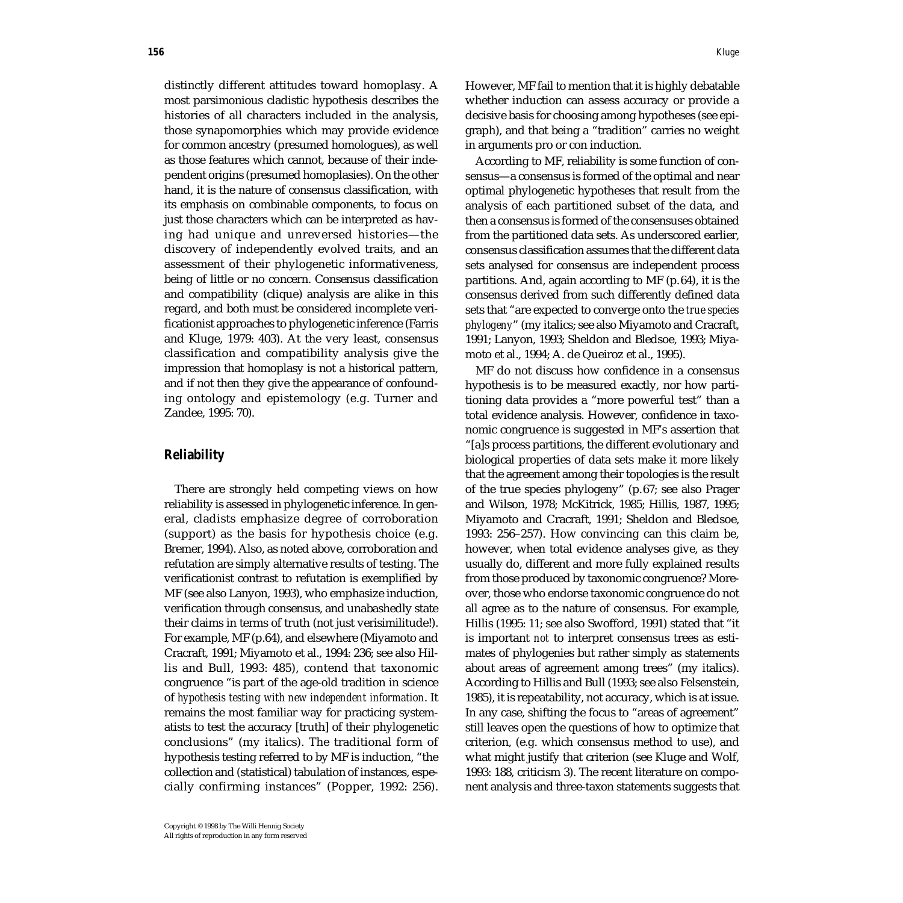distinctly different attitudes toward homoplasy. A most parsimonious cladistic hypothesis describes the histories of all characters included in the analysis, those synapomorphies which may provide evidence for common ancestry (presumed homologues), as well as those features which cannot, because of their independent origins (presumed homoplasies). On the other hand, it is the nature of consensus classification, with its emphasis on combinable components, to focus on just those characters which can be interpreted as having had unique and unreversed histories—the discovery of independently evolved traits, and an assessment of their phylogenetic informativeness, being of little or no concern. Consensus classification and compatibility (clique) analysis are alike in this regard, and both must be considered incomplete verificationist approaches to phylogenetic inference (Farris and Kluge, 1979: 403). At the very least, consensus classification and compatibility analysis give the impression that homoplasy is not a historical pattern, and if not then they give the appearance of confounding ontology and epistemology (e.g. Turner and Zandee, 1995: 70).

## Reliability

There are strongly held competing views on how reliability is assessed in phylogenetic inference. In general, cladists emphasize degree of corroboration (support) as the basis for hypothesis choice (e.g. Bremer, 1994). Also, as noted above, corroboration and refutation are simply alternative results of testing. The verificationist contrast to refutation is exemplified by MF (see also Lanyon, 1993), who emphasize induction, verification through consensus, and unabashedly state their claims in terms of truth (not just verisimilitude!). For example, MF (p.64), and elsewhere (Miyamoto and Cracraft, 1991; Miyamoto et al., 1994: 236; see also Hillis and Bull, 1993: 485), contend that taxonomic congruence "is part of the age-old tradition in science of *hypothesis testing with new independent information*. It remains the most familiar way for practicing systematists to test the accuracy [truth] of their phylogenetic conclusions" (my italics). The traditional form of hypothesis testing referred to by MF is induction, "the collection and (statistical) tabulation of instances, especially confirming instances" (Popper, 1992: 256). However, MF fail to mention that it is highly debatable whether induction can assess accuracy or provide a decisive basis for choosing among hypotheses (see epigraph), and that being a "tradition" carries no weight in arguments pro or con induction.

According to MF, reliability is some function of consensus—a consensus is formed of the optimal and near optimal phylogenetic hypotheses that result from the analysis of each partitioned subset of the data, and then a consensus is formed of the consensuses obtained from the partitioned data sets. As underscored earlier, consensus classification assumes that the different data sets analysed for consensus are independent process partitions. And, again according to MF (p.64), it is the consensus derived from such differently defined data sets that "are expected to converge onto the *true species phylogeny*" (my italics; see also Miyamoto and Cracraft, 1991; Lanyon, 1993; Sheldon and Bledsoe, 1993; Miyamoto et al., 1994; A. de Queiroz et al., 1995).

MF do not discuss how confidence in a consensus hypothesis is to be measured exactly, nor how partitioning data provides a "more powerful test" than a total evidence analysis. However, confidence in taxonomic congruence is suggested in MF's assertion that "[a]s process partitions, the different evolutionary and biological properties of data sets make it more likely that the agreement among their topologies is the result of the true species phylogeny" (p.67; see also Prager and Wilson, 1978; McKitrick, 1985; Hillis, 1987, 1995; Miyamoto and Cracraft, 1991; Sheldon and Bledsoe, 1993: 256–257). How convincing can this claim be, however, when total evidence analyses give, as they usually do, different and more fully explained results from those produced by taxonomic congruence? Moreover, those who endorse taxonomic congruence do not all agree as to the nature of consensus. For example, Hillis (1995: 11; see also Swofford, 1991) stated that "it is important *not* to interpret consensus trees as estimates of phylogenies but rather simply as statements about areas of agreement among trees" (my italics). According to Hillis and Bull (1993; see also Felsenstein, 1985), it is repeatability, not accuracy, which is at issue. In any case, shifting the focus to "areas of agreement" still leaves open the questions of how to optimize that criterion, (e.g. which consensus method to use), and what might justify that criterion (see Kluge and Wolf, 1993: 188, criticism 3). The recent literature on component analysis and three-taxon statements suggests that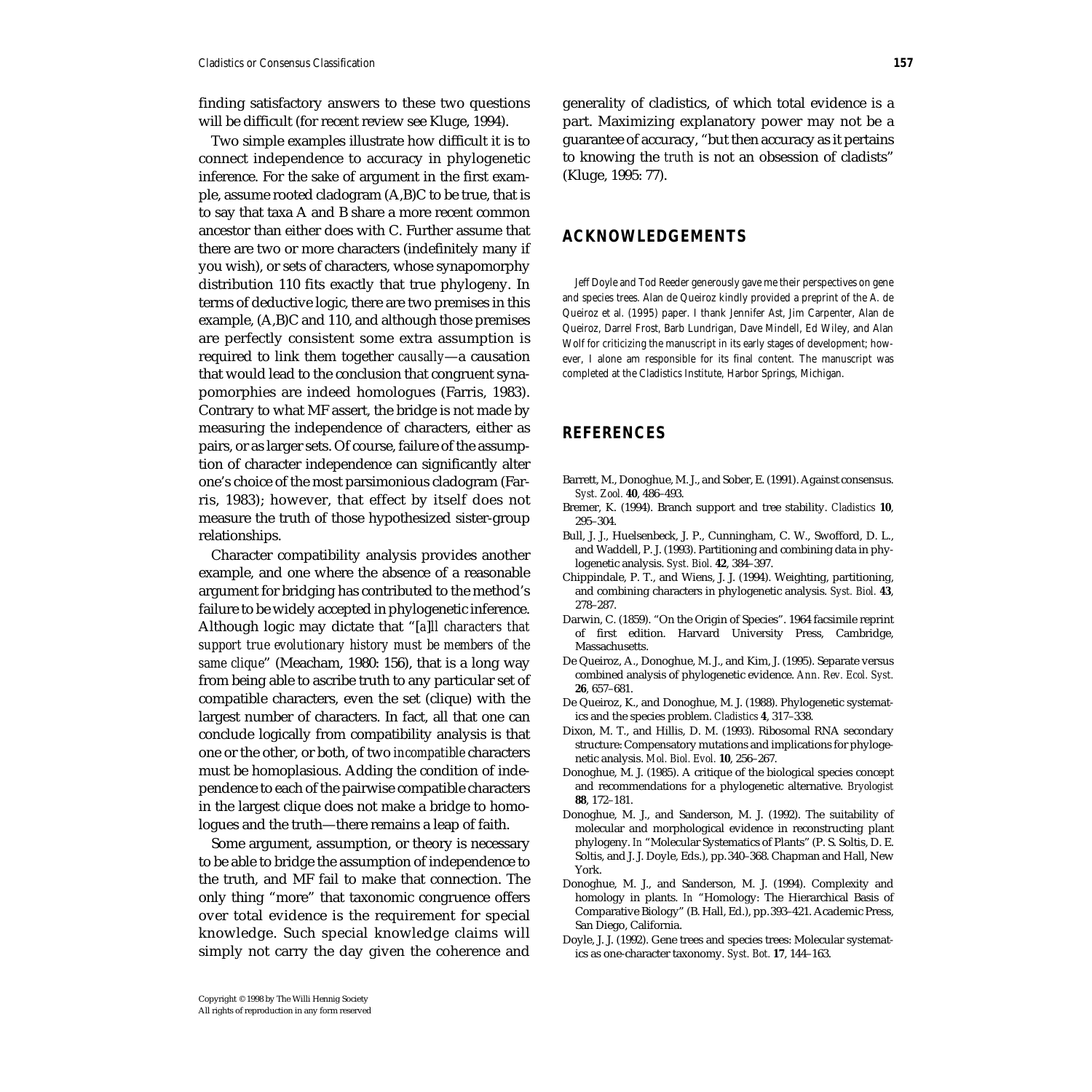finding satisfactory answers to these two questions will be difficult (for recent review see Kluge, 1994).

Two simple examples illustrate how difficult it is to connect independence to accuracy in phylogenetic inference. For the sake of argument in the first example, assume rooted cladogram (A,B)C to be true, that is to say that taxa A and B share a more recent common ancestor than either does with C. Further assume that there are two or more characters (indefinitely many if you wish), or sets of characters, whose synapomorphy distribution 110 fits exactly that true phylogeny. In terms of deductive logic, there are two premises in this example, (A,B)C and 110, and although those premises are perfectly consistent some extra assumption is required to link them together *causally*—a causation that would lead to the conclusion that congruent synapomorphies are indeed homologues (Farris, 1983). Contrary to what MF assert, the bridge is not made by measuring the independence of characters, either as pairs, or as larger sets. Of course, failure of the assumption of character independence can significantly alter one's choice of the most parsimonious cladogram (Farris, 1983); however, that effect by itself does not measure the truth of those hypothesized sister-group relationships.

Character compatibility analysis provides another example, and one where the absence of a reasonable argument for bridging has contributed to the method's failure to be widely accepted in phylogenetic inference. Although logic may dictate that "*[a]ll characters that support true evolutionary history must be members of the same clique*" (Meacham, 1980: 156), that is a long way from being able to ascribe truth to any particular set of compatible characters, even the set (clique) with the largest number of characters. In fact, all that one can conclude logically from compatibility analysis is that one or the other, or both, of two *incompatible* characters must be homoplasious. Adding the condition of independence to each of the pairwise compatible characters in the largest clique does not make a bridge to homologues and the truth—there remains a leap of faith.

Some argument, assumption, or theory is necessary to be able to bridge the assumption of independence to the truth, and MF fail to make that connection. The only thing "more" that taxonomic congruence offers over total evidence is the requirement for special knowledge. Such special knowledge claims will simply not carry the day given the coherence and generality of cladistics, of which total evidence is a part. Maximizing explanatory power may not be a guarantee of accuracy, "but then accuracy as it pertains to knowing the *truth* is not an obsession of cladists" (Kluge, 1995: 77).

## ACKNOWLEDGEMENTS

Jeff Doyle and Tod Reeder generously gave me their perspectives on gene and species trees. Alan de Queiroz kindly provided a preprint of the A. de Queiroz et al. (1995) paper. I thank Jennifer Ast, Jim Carpenter, Alan de Queiroz, Darrel Frost, Barb Lundrigan, Dave Mindell, Ed Wiley, and Alan Wolf for criticizing the manuscript in its early stages of development; however, I alone am responsible for its final content. The manuscript was completed at the Cladistics Institute, Harbor Springs, Michigan.

## REFERENCES

Barrett, M., Donoghue, M. J., and Sober, E. (1991). Against consensus. *Syst. Zool.* **40**, 486–493.

Bremer, K. (1994). Branch support and tree stability. *Cladistics* **10**, 295–304.

Bull, J. J., Huelsenbeck, J. P., Cunningham, C. W., Swofford, D. L., and Waddell, P. J. (1993). Partitioning and combining data in phylogenetic analysis. *Syst. Biol.* **42**, 384–397.

Chippindale, P. T., and Wiens, J. J. (1994). Weighting, partitioning, and combining characters in phylogenetic analysis. *Syst. Biol.* **43**, 278–287.

Darwin, C. (1859). "On the Origin of Species". 1964 facsimile reprint of first edition. Harvard University Press, Cambridge, Massachusetts.

De Queiroz, A., Donoghue, M. J., and Kim, J. (1995). Separate versus combined analysis of phylogenetic evidence. *Ann. Rev. Ecol. Syst.* **26**, 657–681.

De Queiroz, K., and Donoghue, M. J. (1988). Phylogenetic systematics and the species problem. *Cladistics* **4**, 317–338.

Dixon, M. T., and Hillis, D. M. (1993). Ribosomal RNA secondary structure: Compensatory mutations and implications for phylogenetic analysis. *Mol. Biol. Evol.* **10**, 256–267.

Donoghue, M. J. (1985). A critique of the biological species concept and recommendations for a phylogenetic alternative. *Bryologist* **88**, 172–181.

Donoghue, M. J., and Sanderson, M. J. (1992). The suitability of molecular and morphological evidence in reconstructing plant phylogeny. *In* "Molecular Systematics of Plants" (P. S. Soltis, D. E. Soltis, and J. J. Doyle, Eds.), pp. 340–368. Chapman and Hall, New York.

Donoghue, M. J., and Sanderson, M. J. (1994). Complexity and homology in plants. *In* "Homology: The Hierarchical Basis of Comparative Biology" (B. Hall, Ed.), pp. 393–421. Academic Press, San Diego, California.

Doyle, J. J. (1992). Gene trees and species trees: Molecular systematics as one-character taxonomy. *Syst. Bot.* **17**, 144–163.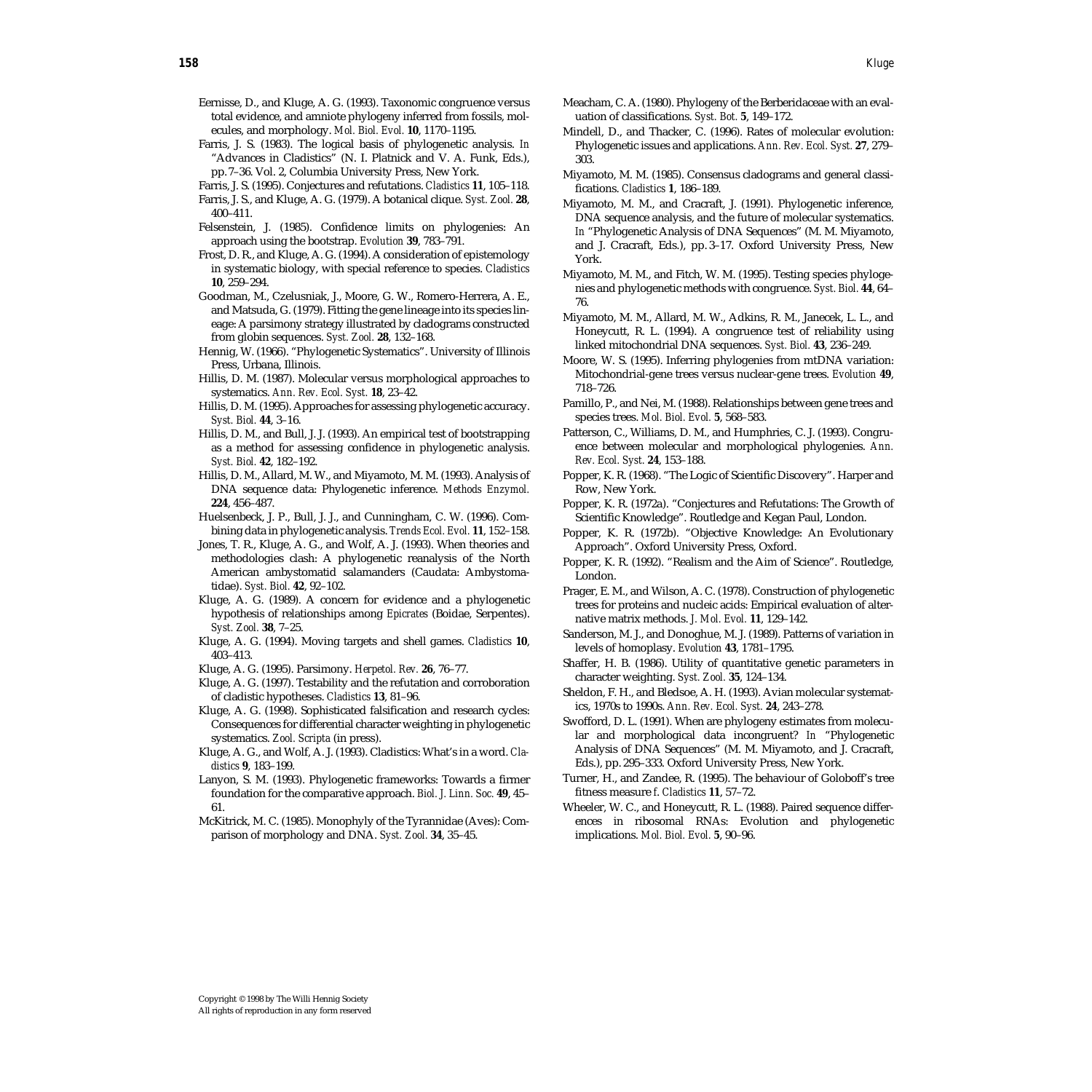Eernisse, D., and Kluge, A. G. (1993). Taxonomic congruence versus total evidence, and amniote phylogeny inferred from fossils, molecules, and morphology. *Mol. Biol. Evol.* **10**, 1170–1195.

Farris, J. S. (1983). The logical basis of phylogenetic analysis. *In* "Advances in Cladistics" (N. I. Platnick and V. A. Funk, Eds.), pp. 7–36. Vol. 2, Columbia University Press, New York.

Farris, J. S. (1995). Conjectures and refutations. *Cladistics* **11**, 105–118.

Farris, J. S., and Kluge, A. G. (1979). A botanical clique. *Syst. Zool.* **28**, 400–411.

Felsenstein, J. (1985). Confidence limits on phylogenies: An approach using the bootstrap. *Evolution* **39**, 783–791.

Frost, D. R., and Kluge, A. G. (1994). A consideration of epistemology in systematic biology, with special reference to species. *Cladistics* **10**, 259–294.

Goodman, M., Czelusniak, J., Moore, G. W., Romero-Herrera, A. E., and Matsuda, G. (1979). Fitting the gene lineage into its species lineage: A parsimony strategy illustrated by cladograms constructed from globin sequences. *Syst. Zool.* **28**, 132–168.

Hennig, W. (1966). "Phylogenetic Systematics". University of Illinois Press, Urbana, Illinois.

Hillis, D. M. (1987). Molecular versus morphological approaches to systematics. *Ann. Rev. Ecol. Syst.* **18**, 23–42.

Hillis, D. M. (1995). Approaches for assessing phylogenetic accuracy. *Syst. Biol.* **44**, 3–16.

Hillis, D. M., and Bull, J. J. (1993). An empirical test of bootstrapping as a method for assessing confidence in phylogenetic analysis. *Syst. Biol.* **42**, 182–192.

Hillis, D. M., Allard, M. W., and Miyamoto, M. M. (1993). Analysis of DNA sequence data: Phylogenetic inference. *Methods Enzymol.* **224**, 456–487.

Huelsenbeck, J. P., Bull, J. J., and Cunningham, C. W. (1996). Combining data in phylogenetic analysis. *Trends Ecol. Evol.* **11**, 152–158.

Jones, T. R., Kluge, A. G., and Wolf, A. J. (1993). When theories and methodologies clash: A phylogenetic reanalysis of the North American ambystomatid salamanders (Caudata: Ambystomatidae). *Syst. Biol.* **42**, 92–102.

Kluge, A. G. (1989). A concern for evidence and a phylogenetic hypothesis of relationships among *Epicrates* (Boidae, Serpentes). *Syst. Zool.* **38**, 7–25.

Kluge, A. G. (1994). Moving targets and shell games. *Cladistics* **10**, 403–413.

Kluge, A. G. (1995). Parsimony. *Herpetol. Rev.* **26**, 76–77.

Kluge, A. G. (1997). Testability and the refutation and corroboration of cladistic hypotheses. *Cladistics* **13**, 81–96.

Kluge, A. G. (1998). Sophisticated falsification and research cycles: Consequences for differential character weighting in phylogenetic systematics. *Zool. Scripta* (in press).

Kluge, A. G., and Wolf, A. J. (1993). Cladistics: What's in a word. *Cladistics* **9**, 183–199.

Lanyon, S. M. (1993). Phylogenetic frameworks: Towards a firmer foundation for the comparative approach. *Biol. J. Linn. Soc.* **49**, 45–61.

McKitrick, M. C. (1985). Monophyly of the Tyrannidae (Aves): Comparison of morphology and DNA. *Syst. Zool.* **34**, 35–45.

Meacham, C. A. (1980). Phylogeny of the Berberidaceae with an evaluation of classifications. *Syst. Bot.* **5**, 149–172.

Mindell, D., and Thacker, C. (1996). Rates of molecular evolution: Phylogenetic issues and applications. *Ann. Rev. Ecol. Syst.* **27**, 279–303.

Miyamoto, M. M. (1985). Consensus cladograms and general classifications. *Cladistics* **1**, 186–189.

Miyamoto, M. M., and Cracraft, J. (1991). Phylogenetic inference, DNA sequence analysis, and the future of molecular systematics. *In* "Phylogenetic Analysis of DNA Sequences" (M. M. Miyamoto, and J. Cracraft, Eds.), pp. 3–17. Oxford University Press, New York.

Miyamoto, M. M., and Fitch, W. M. (1995). Testing species phylogenies and phylogenetic methods with congruence. *Syst. Biol.* **44**, 64–76.

Miyamoto, M. M., Allard, M. W., Adkins, R. M., Janecek, L. L., and Honeycutt, R. L. (1994). A congruence test of reliability using linked mitochondrial DNA sequences. *Syst. Biol.* **43**, 236–249.

Moore, W. S. (1995). Inferring phylogenies from mtDNA variation: Mitochondrial-gene trees versus nuclear-gene trees. *Evolution* **49**, 718–726.

Pamillo, P., and Nei, M. (1988). Relationships between gene trees and species trees. *Mol. Biol. Evol.* **5**, 568–583.

Patterson, C., Williams, D. M., and Humphries, C. J. (1993). Congruence between molecular and morphological phylogenies. *Ann. Rev. Ecol. Syst.* **24**, 153–188.

Popper, K. R. (1968). "The Logic of Scientific Discovery". Harper and Row, New York.

Popper, K. R. (1972a). "Conjectures and Refutations: The Growth of Scientific Knowledge". Routledge and Kegan Paul, London.

Popper, K. R. (1972b). "Objective Knowledge: An Evolutionary Approach". Oxford University Press, Oxford.

Popper, K. R. (1992). "Realism and the Aim of Science". Routledge, London.

Prager, E. M., and Wilson, A. C. (1978). Construction of phylogenetic trees for proteins and nucleic acids: Empirical evaluation of alternative matrix methods. *J. Mol. Evol.* **11**, 129–142.

Sanderson, M. J., and Donoghue, M. J. (1989). Patterns of variation in levels of homoplasy. *Evolution* **43**, 1781–1795.

Shaffer, H. B. (1986). Utility of quantitative genetic parameters in character weighting. *Syst. Zool.* **35**, 124–134.

Sheldon, F. H., and Bledsoe, A. H. (1993). Avian molecular systematics, 1970s to 1990s. *Ann. Rev. Ecol. Syst.* **24**, 243–278.

Swofford, D. L. (1991). When are phylogeny estimates from molecular and morphological data incongruent? *In* "Phylogenetic Analysis of DNA Sequences" (M. M. Miyamoto, and J. Cracraft, Eds.), pp. 295–333. Oxford University Press, New York.

Turner, H., and Zandee, R. (1995). The behaviour of Goloboff's tree fitness measure *f*. *Cladistics* **11**, 57–72.

Wheeler, W. C., and Honeycutt, R. L. (1988). Paired sequence differences in ribosomal RNAs: Evolution and phylogenetic implications. *Mol. Biol. Evol.* **5**, 90–96.

Copyright © 1998 by The Willi Hennig Society
All rights of reproduction in any form reserved